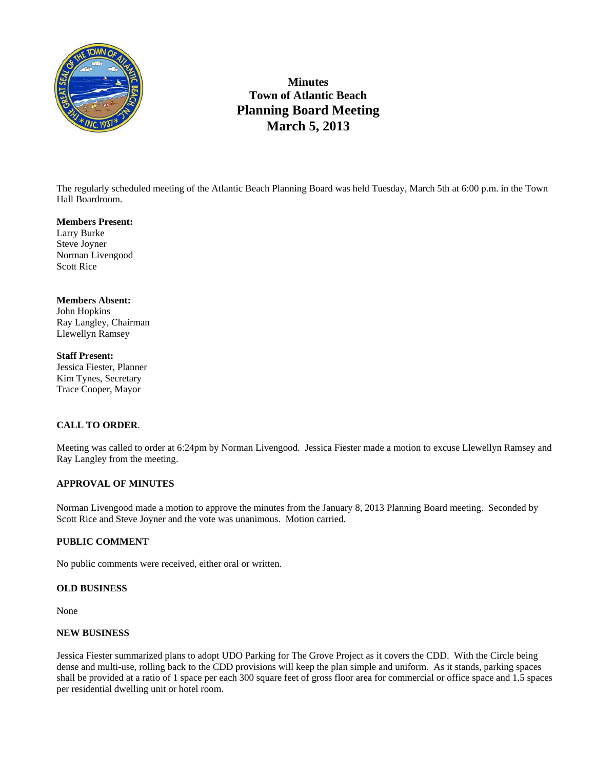# Minutes
# Town of Atlantic Beach
# Planning Board Meeting
# March 5, 2013

The regularly scheduled meeting of the Atlantic Beach Planning Board was held Tuesday, March 5th at 6:00 p.m. in the Town Hall Boardroom.

**Members Present:**
Larry Burke
Steve Joyner
Norman Livengood
Scott Rice

**Members Absent:**
John Hopkins
Ray Langley, Chairman
Llewellyn Ramsey

**Staff Present:**
Jessica Fiester, Planner
Kim Tynes, Secretary
Trace Cooper, Mayor

**CALL TO ORDER**.

Meeting was called to order at 6:24pm by Norman Livengood. Jessica Fiester made a motion to excuse Llewellyn Ramsey and Ray Langley from the meeting.

**APPROVAL OF MINUTES**

Norman Livengood made a motion to approve the minutes from the January 8, 2013 Planning Board meeting. Seconded by Scott Rice and Steve Joyner and the vote was unanimous. Motion carried.

**PUBLIC COMMENT**

No public comments were received, either oral or written.

**OLD BUSINESS**

None

**NEW BUSINESS**

Jessica Fiester summarized plans to adopt UDO Parking for The Grove Project as it covers the CDD. With the Circle being dense and multi-use, rolling back to the CDD provisions will keep the plan simple and uniform. As it stands, parking spaces shall be provided at a ratio of 1 space per each 300 square feet of gross floor area for commercial or office space and 1.5 spaces per residential dwelling unit or hotel room.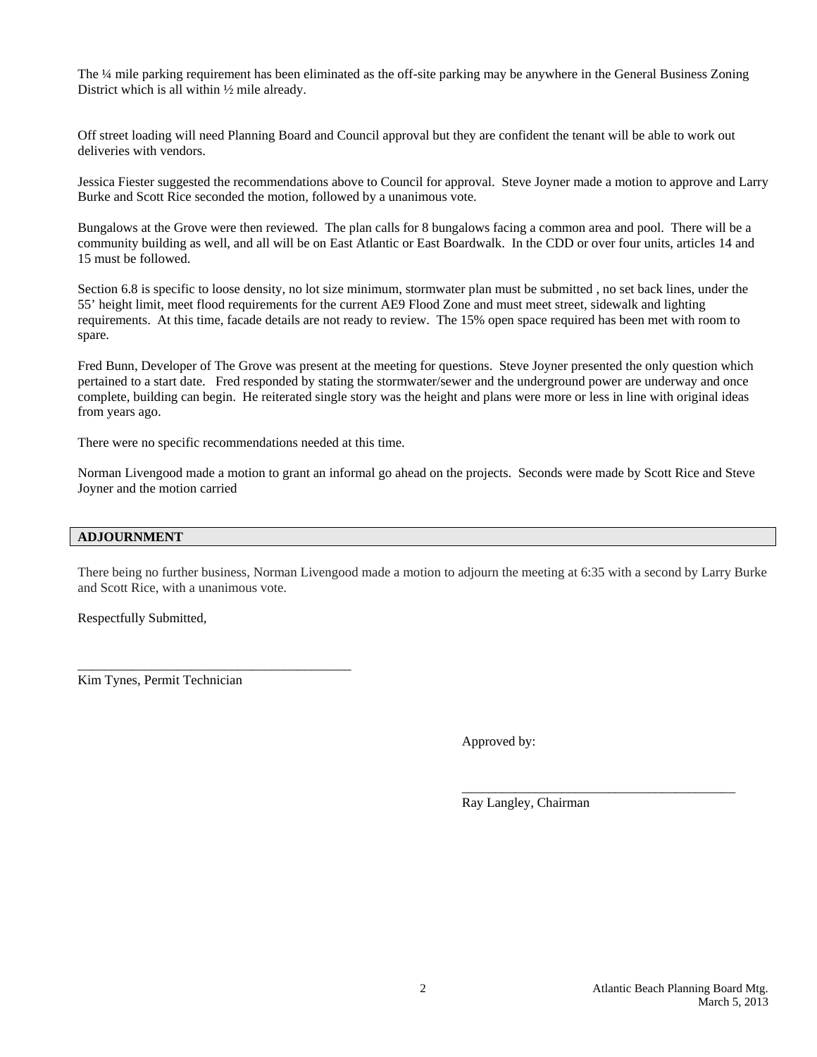The ¼ mile parking requirement has been eliminated as the off-site parking may be anywhere in the General Business Zoning District which is all within ½ mile already.

Off street loading will need Planning Board and Council approval but they are confident the tenant will be able to work out deliveries with vendors.

Jessica Fiester suggested the recommendations above to Council for approval. Steve Joyner made a motion to approve and Larry Burke and Scott Rice seconded the motion, followed by a unanimous vote.

Bungalows at the Grove were then reviewed. The plan calls for 8 bungalows facing a common area and pool. There will be a community building as well, and all will be on East Atlantic or East Boardwalk. In the CDD or over four units, articles 14 and 15 must be followed.

Section 6.8 is specific to loose density, no lot size minimum, stormwater plan must be submitted , no set back lines, under the 55' height limit, meet flood requirements for the current AE9 Flood Zone and must meet street, sidewalk and lighting requirements. At this time, facade details are not ready to review. The 15% open space required has been met with room to spare.

Fred Bunn, Developer of The Grove was present at the meeting for questions. Steve Joyner presented the only question which pertained to a start date. Fred responded by stating the stormwater/sewer and the underground power are underway and once complete, building can begin. He reiterated single story was the height and plans were more or less in line with original ideas from years ago.

There were no specific recommendations needed at this time.

Norman Livengood made a motion to grant an informal go ahead on the projects. Seconds were made by Scott Rice and Steve Joyner and the motion carried

## ADJOURNMENT

There being no further business, Norman Livengood made a motion to adjourn the meeting at 6:35 with a second by Larry Burke and Scott Rice, with a unanimous vote.

Respectfully Submitted,

\_\_\_\_\_\_\_\_\_\_\_\_\_\_\_\_\_\_\_\_\_\_\_\_\_\_\_\_\_\_\_\_\_\_\_\_\_\_\_\_\_\_

Kim Tynes, Permit Technician

Approved by:

\_\_\_\_\_\_\_\_\_\_\_\_\_\_\_\_\_\_\_\_\_\_\_\_\_\_\_\_\_\_\_\_\_\_\_\_\_\_\_\_\_\_

Ray Langley, Chairman